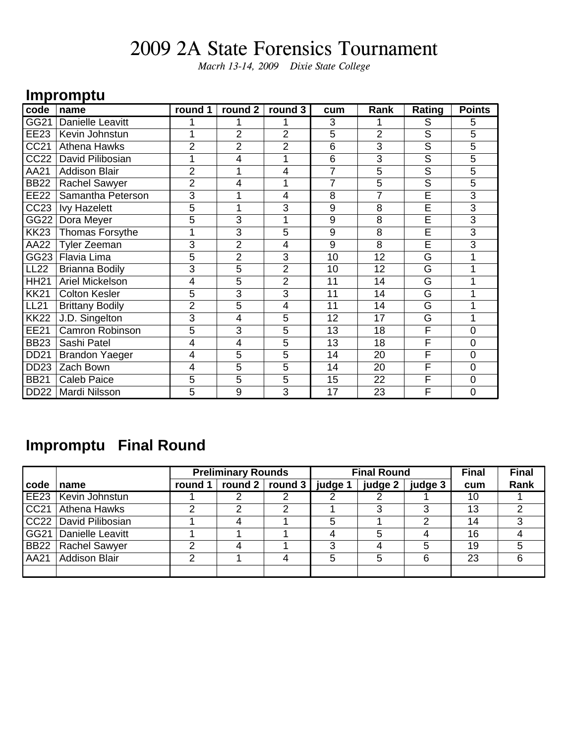# 2009 2A State Forensics Tournament

*Macrh 13-14, 2009 Dixie State College*

## Impromptu

| code | name | round 1 | round 2 | round 3 | cum | Rank | Rating | Points |
|---|---|---|---|---|---|---|---|---|
| GG21 | Danielle Leavitt | 1 | 1 | 1 | 3 | 1 | S | 5 |
| EE23 | Kevin Johnstun | 1 | 2 | 2 | 5 | 2 | S | 5 |
| CC21 | Athena Hawks | 2 | 2 | 2 | 6 | 3 | S | 5 |
| CC22 | David Pilibosian | 1 | 4 | 1 | 6 | 3 | S | 5 |
| AA21 | Addison Blair | 2 | 1 | 4 | 7 | 5 | S | 5 |
| BB22 | Rachel Sawyer | 2 | 4 | 1 | 7 | 5 | S | 5 |
| EE22 | Samantha Peterson | 3 | 1 | 4 | 8 | 7 | E | 3 |
| CC23 | Ivy Hazelett | 5 | 1 | 3 | 9 | 8 | E | 3 |
| GG22 | Dora Meyer | 5 | 3 | 1 | 9 | 8 | E | 3 |
| KK23 | Thomas Forsythe | 1 | 3 | 5 | 9 | 8 | E | 3 |
| AA22 | Tyler Zeeman | 3 | 2 | 4 | 9 | 8 | E | 3 |
| GG23 | Flavia Lima | 5 | 2 | 3 | 10 | 12 | G | 1 |
| LL22 | Brianna Bodily | 3 | 5 | 2 | 10 | 12 | G | 1 |
| HH21 | Ariel Mickelson | 4 | 5 | 2 | 11 | 14 | G | 1 |
| KK21 | Colton Kesler | 5 | 3 | 3 | 11 | 14 | G | 1 |
| LL21 | Brittany Bodily | 2 | 5 | 4 | 11 | 14 | G | 1 |
| KK22 | J.D. Singelton | 3 | 4 | 5 | 12 | 17 | G | 1 |
| EE21 | Camron Robinson | 5 | 3 | 5 | 13 | 18 | F | 0 |
| BB23 | Sashi Patel | 4 | 4 | 5 | 13 | 18 | F | 0 |
| DD21 | Brandon Yaeger | 4 | 5 | 5 | 14 | 20 | F | 0 |
| DD23 | Zach Bown | 4 | 5 | 5 | 14 | 20 | F | 0 |
| BB21 | Caleb Paice | 5 | 5 | 5 | 15 | 22 | F | 0 |
| DD22 | Mardi Nilsson | 5 | 9 | 3 | 17 | 23 | F | 0 |

## Impromptu Final Round

| | | Preliminary Rounds | | | Final Round | | | Final | Final |
|---|---|---|---|---|---|---|---|---|---|
| code | name | round 1 | round 2 | round 3 | judge 1 | judge 2 | judge 3 | cum | Rank |
| EE23 | Kevin Johnstun | 1 | 2 | 2 | 2 | 2 | 1 | 10 | 1 |
| CC21 | Athena Hawks | 2 | 2 | 2 | 1 | 3 | 3 | 13 | 2 |
| CC22 | David Pilibosian | 1 | 4 | 1 | 5 | 1 | 2 | 14 | 3 |
| GG21 | Danielle Leavitt | 1 | 1 | 1 | 4 | 5 | 4 | 16 | 4 |
| BB22 | Rachel Sawyer | 2 | 4 | 1 | 3 | 4 | 5 | 19 | 5 |
| AA21 | Addison Blair | 2 | 1 | 4 | 5 | 5 | 6 | 23 | 6 |
| | | | | | | | | | |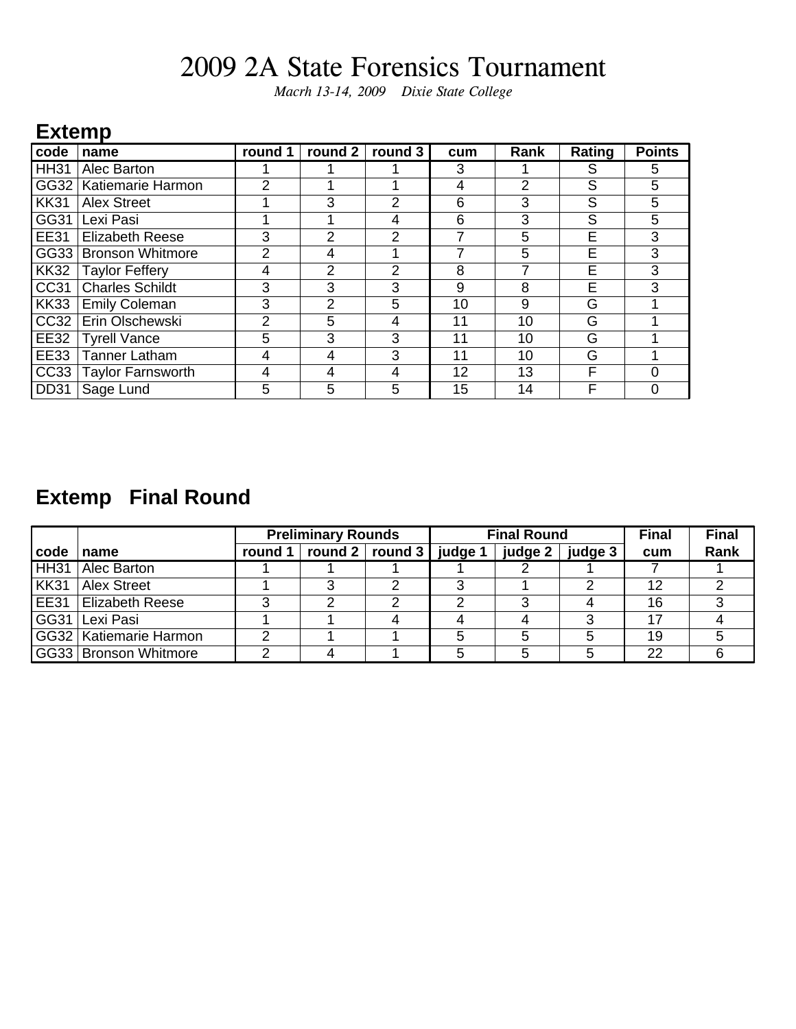# 2009 2A State Forensics Tournament

*Macrh 13-14, 2009    Dixie State College*

## Extemp

| code | name | round 1 | round 2 | round 3 | cum | Rank | Rating | Points |
|---|---|---|---|---|---|---|---|---|
| HH31 | Alec Barton | 1 | 1 | 1 | 3 | 1 | S | 5 |
| GG32 | Katiemarie Harmon | 2 | 1 | 1 | 4 | 2 | S | 5 |
| KK31 | Alex Street | 1 | 3 | 2 | 6 | 3 | S | 5 |
| GG31 | Lexi Pasi | 1 | 1 | 4 | 6 | 3 | S | 5 |
| EE31 | Elizabeth Reese | 3 | 2 | 2 | 7 | 5 | E | 3 |
| GG33 | Bronson Whitmore | 2 | 4 | 1 | 7 | 5 | E | 3 |
| KK32 | Taylor Feffery | 4 | 2 | 2 | 8 | 7 | E | 3 |
| CC31 | Charles Schildt | 3 | 3 | 3 | 9 | 8 | E | 3 |
| KK33 | Emily Coleman | 3 | 2 | 5 | 10 | 9 | G | 1 |
| CC32 | Erin Olschewski | 2 | 5 | 4 | 11 | 10 | G | 1 |
| EE32 | Tyrell Vance | 5 | 3 | 3 | 11 | 10 | G | 1 |
| EE33 | Tanner Latham | 4 | 4 | 3 | 11 | 10 | G | 1 |
| CC33 | Taylor Farnsworth | 4 | 4 | 4 | 12 | 13 | F | 0 |
| DD31 | Sage Lund | 5 | 5 | 5 | 15 | 14 | F | 0 |

## Extemp Final Round

| | | Preliminary Rounds | | | Final Round | | | Final | Final |
|---|---|---|---|---|---|---|---|---|---|
| code | name | round 1 | round 2 | round 3 | judge 1 | judge 2 | judge 3 | cum | Rank |
| HH31 | Alec Barton | 1 | 1 | 1 | 1 | 2 | 1 | 7 | 1 |
| KK31 | Alex Street | 1 | 3 | 2 | 3 | 1 | 2 | 12 | 2 |
| EE31 | Elizabeth Reese | 3 | 2 | 2 | 2 | 3 | 4 | 16 | 3 |
| GG31 | Lexi Pasi | 1 | 1 | 4 | 4 | 4 | 3 | 17 | 4 |
| GG32 | Katiemarie Harmon | 2 | 1 | 1 | 5 | 5 | 5 | 19 | 5 |
| GG33 | Bronson Whitmore | 2 | 4 | 1 | 5 | 5 | 5 | 22 | 6 |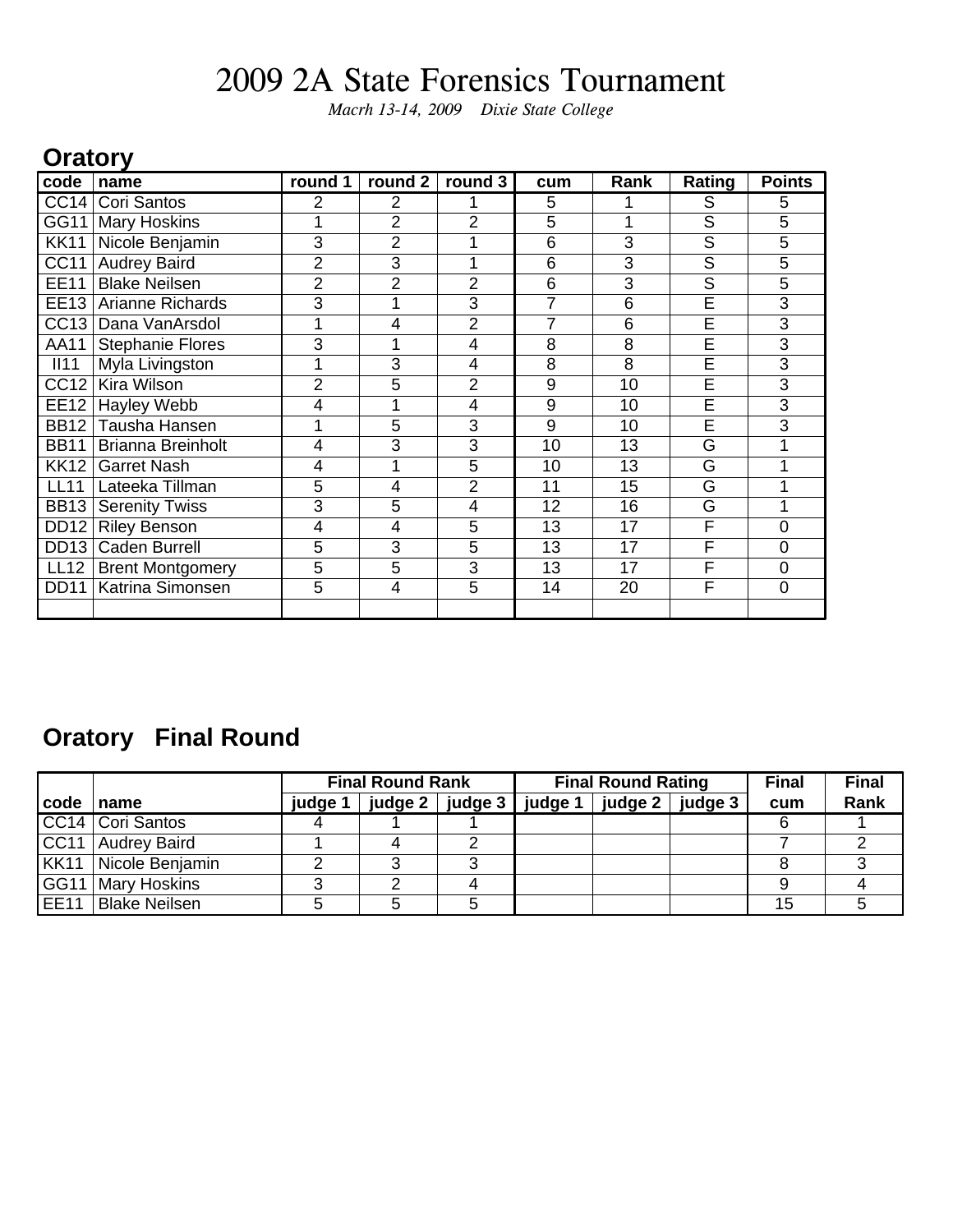# 2009 2A State Forensics Tournament

*Macrh 13-14, 2009 Dixie State College*

## Oratory

| code | name | round 1 | round 2 | round 3 | cum | Rank | Rating | Points |
|---|---|---|---|---|---|---|---|---|
| CC14 | Cori Santos | 2 | 2 | 1 | 5 | 1 | S | 5 |
| GG11 | Mary Hoskins | 1 | 2 | 2 | 5 | 1 | S | 5 |
| KK11 | Nicole Benjamin | 3 | 2 | 1 | 6 | 3 | S | 5 |
| CC11 | Audrey Baird | 2 | 3 | 1 | 6 | 3 | S | 5 |
| EE11 | Blake Neilsen | 2 | 2 | 2 | 6 | 3 | S | 5 |
| EE13 | Arianne Richards | 3 | 1 | 3 | 7 | 6 | E | 3 |
| CC13 | Dana VanArsdol | 1 | 4 | 2 | 7 | 6 | E | 3 |
| AA11 | Stephanie Flores | 3 | 1 | 4 | 8 | 8 | E | 3 |
| II11 | Myla Livingston | 1 | 3 | 4 | 8 | 8 | E | 3 |
| CC12 | Kira Wilson | 2 | 5 | 2 | 9 | 10 | E | 3 |
| EE12 | Hayley Webb | 4 | 1 | 4 | 9 | 10 | E | 3 |
| BB12 | Tausha Hansen | 1 | 5 | 3 | 9 | 10 | E | 3 |
| BB11 | Brianna Breinholt | 4 | 3 | 3 | 10 | 13 | G | 1 |
| KK12 | Garret Nash | 4 | 1 | 5 | 10 | 13 | G | 1 |
| LL11 | Lateeka Tillman | 5 | 4 | 2 | 11 | 15 | G | 1 |
| BB13 | Serenity Twiss | 3 | 5 | 4 | 12 | 16 | G | 1 |
| DD12 | Riley Benson | 4 | 4 | 5 | 13 | 17 | F | 0 |
| DD13 | Caden Burrell | 5 | 3 | 5 | 13 | 17 | F | 0 |
| LL12 | Brent Montgomery | 5 | 5 | 3 | 13 | 17 | F | 0 |
| DD11 | Katrina Simonsen | 5 | 4 | 5 | 14 | 20 | F | 0 |
| | | | | | | | | |

## Oratory Final Round

| | | Final Round Rank | | | Final Round Rating | | | Final | Final |
|---|---|---|---|---|---|---|---|---|---|
| code | name | judge 1 | judge 2 | judge 3 | judge 1 | judge 2 | judge 3 | cum | Rank |
| CC14 | Cori Santos | 4 | 1 | 1 | | | | 6 | 1 |
| CC11 | Audrey Baird | 1 | 4 | 2 | | | | 7 | 2 |
| KK11 | Nicole Benjamin | 2 | 3 | 3 | | | | 8 | 3 |
| GG11 | Mary Hoskins | 3 | 2 | 4 | | | | 9 | 4 |
| EE11 | Blake Neilsen | 5 | 5 | 5 | | | | 15 | 5 |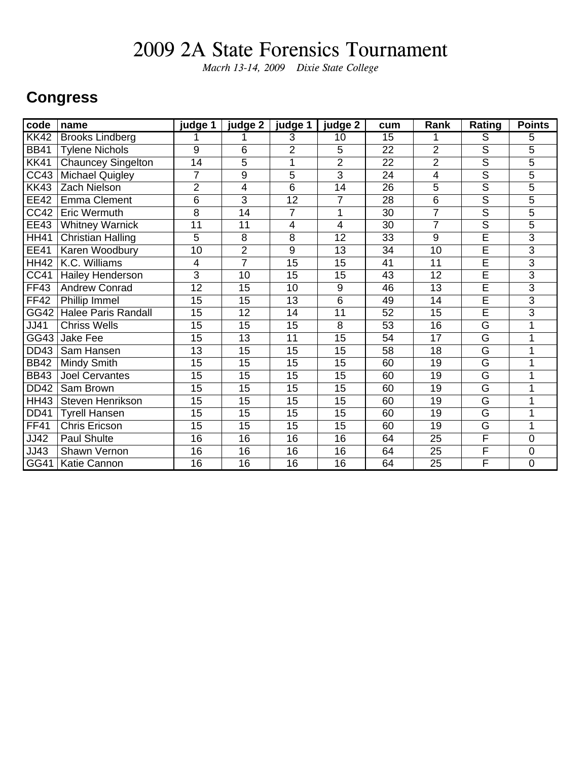# 2009 2A State Forensics Tournament

*Macrh 13-14, 2009 Dixie State College*

## Congress

| code | name | judge 1 | judge 2 | judge 1 | judge 2 | cum | Rank | Rating | Points |
|---|---|---|---|---|---|---|---|---|---|
| KK42 | Brooks Lindberg | 1 | 1 | 3 | 10 | 15 | 1 | S | 5 |
| BB41 | Tylene Nichols | 9 | 6 | 2 | 5 | 22 | 2 | S | 5 |
| KK41 | Chauncey Singelton | 14 | 5 | 1 | 2 | 22 | 2 | S | 5 |
| CC43 | Michael Quigley | 7 | 9 | 5 | 3 | 24 | 4 | S | 5 |
| KK43 | Zach Nielson | 2 | 4 | 6 | 14 | 26 | 5 | S | 5 |
| EE42 | Emma Clement | 6 | 3 | 12 | 7 | 28 | 6 | S | 5 |
| CC42 | Eric Wermuth | 8 | 14 | 7 | 1 | 30 | 7 | S | 5 |
| EE43 | Whitney Warnick | 11 | 11 | 4 | 4 | 30 | 7 | S | 5 |
| HH41 | Christian Halling | 5 | 8 | 8 | 12 | 33 | 9 | E | 3 |
| EE41 | Karen Woodbury | 10 | 2 | 9 | 13 | 34 | 10 | E | 3 |
| HH42 | K.C. Williams | 4 | 7 | 15 | 15 | 41 | 11 | E | 3 |
| CC41 | Hailey Henderson | 3 | 10 | 15 | 15 | 43 | 12 | E | 3 |
| FF43 | Andrew Conrad | 12 | 15 | 10 | 9 | 46 | 13 | E | 3 |
| FF42 | Phillip Immel | 15 | 15 | 13 | 6 | 49 | 14 | E | 3 |
| GG42 | Halee Paris Randall | 15 | 12 | 14 | 11 | 52 | 15 | E | 3 |
| JJ41 | Chriss Wells | 15 | 15 | 15 | 8 | 53 | 16 | G | 1 |
| GG43 | Jake Fee | 15 | 13 | 11 | 15 | 54 | 17 | G | 1 |
| DD43 | Sam Hansen | 13 | 15 | 15 | 15 | 58 | 18 | G | 1 |
| BB42 | Mindy Smith | 15 | 15 | 15 | 15 | 60 | 19 | G | 1 |
| BB43 | Joel Cervantes | 15 | 15 | 15 | 15 | 60 | 19 | G | 1 |
| DD42 | Sam Brown | 15 | 15 | 15 | 15 | 60 | 19 | G | 1 |
| HH43 | Steven Henrikson | 15 | 15 | 15 | 15 | 60 | 19 | G | 1 |
| DD41 | Tyrell Hansen | 15 | 15 | 15 | 15 | 60 | 19 | G | 1 |
| FF41 | Chris Ericson | 15 | 15 | 15 | 15 | 60 | 19 | G | 1 |
| JJ42 | Paul Shulte | 16 | 16 | 16 | 16 | 64 | 25 | F | 0 |
| JJ43 | Shawn Vernon | 16 | 16 | 16 | 16 | 64 | 25 | F | 0 |
| GG41 | Katie Cannon | 16 | 16 | 16 | 16 | 64 | 25 | F | 0 |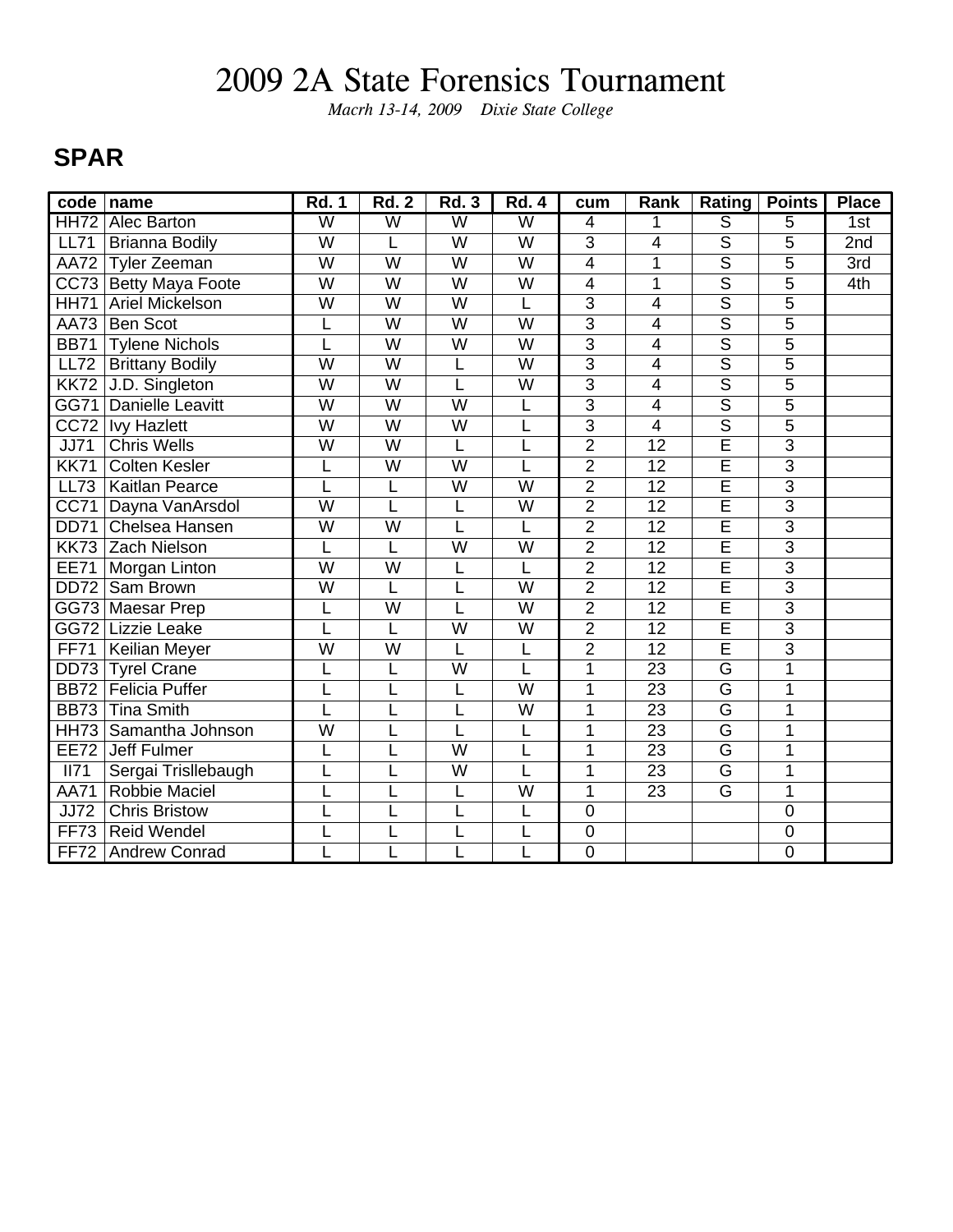# 2009 2A State Forensics Tournament

*Macrh 13-14, 2009 Dixie State College*

## SPAR

| code | name | Rd. 1 | Rd. 2 | Rd. 3 | Rd. 4 | cum | Rank | Rating | Points | Place |
|---|---|---|---|---|---|---|---|---|---|---|
| HH72 | Alec Barton | W | W | W | W | 4 | 1 | S | 5 | 1st |
| LL71 | Brianna Bodily | W | L | W | W | 3 | 4 | S | 5 | 2nd |
| AA72 | Tyler Zeeman | W | W | W | W | 4 | 1 | S | 5 | 3rd |
| CC73 | Betty Maya Foote | W | W | W | W | 4 | 1 | S | 5 | 4th |
| HH71 | Ariel Mickelson | W | W | W | L | 3 | 4 | S | 5 | |
| AA73 | Ben Scot | L | W | W | W | 3 | 4 | S | 5 | |
| BB71 | Tylene Nichols | L | W | W | W | 3 | 4 | S | 5 | |
| LL72 | Brittany Bodily | W | W | L | W | 3 | 4 | S | 5 | |
| KK72 | J.D. Singleton | W | W | L | W | 3 | 4 | S | 5 | |
| GG71 | Danielle Leavitt | W | W | W | L | 3 | 4 | S | 5 | |
| CC72 | Ivy Hazlett | W | W | W | L | 3 | 4 | S | 5 | |
| JJ71 | Chris Wells | W | W | L | L | 2 | 12 | E | 3 | |
| KK71 | Colten Kesler | L | W | W | L | 2 | 12 | E | 3 | |
| LL73 | Kaitlan Pearce | L | L | W | W | 2 | 12 | E | 3 | |
| CC71 | Dayna VanArsdol | W | L | L | W | 2 | 12 | E | 3 | |
| DD71 | Chelsea Hansen | W | W | L | L | 2 | 12 | E | 3 | |
| KK73 | Zach Nielson | L | L | W | W | 2 | 12 | E | 3 | |
| EE71 | Morgan Linton | W | W | L | L | 2 | 12 | E | 3 | |
| DD72 | Sam Brown | W | L | L | W | 2 | 12 | E | 3 | |
| GG73 | Maesar Prep | L | W | L | W | 2 | 12 | E | 3 | |
| GG72 | Lizzie Leake | L | L | W | W | 2 | 12 | E | 3 | |
| FF71 | Keilian Meyer | W | W | L | L | 2 | 12 | E | 3 | |
| DD73 | Tyrel Crane | L | L | W | L | 1 | 23 | G | 1 | |
| BB72 | Felicia Puffer | L | L | L | W | 1 | 23 | G | 1 | |
| BB73 | Tina Smith | L | L | L | W | 1 | 23 | G | 1 | |
| HH73 | Samantha Johnson | W | L | L | L | 1 | 23 | G | 1 | |
| EE72 | Jeff Fulmer | L | L | W | L | 1 | 23 | G | 1 | |
| II71 | Sergai Trisllebaugh | L | L | W | L | 1 | 23 | G | 1 | |
| AA71 | Robbie Maciel | L | L | L | W | 1 | 23 | G | 1 | |
| JJ72 | Chris Bristow | L | L | L | L | 0 | | | 0 | |
| FF73 | Reid Wendel | L | L | L | L | 0 | | | 0 | |
| FF72 | Andrew Conrad | L | L | L | L | 0 | | | 0 | |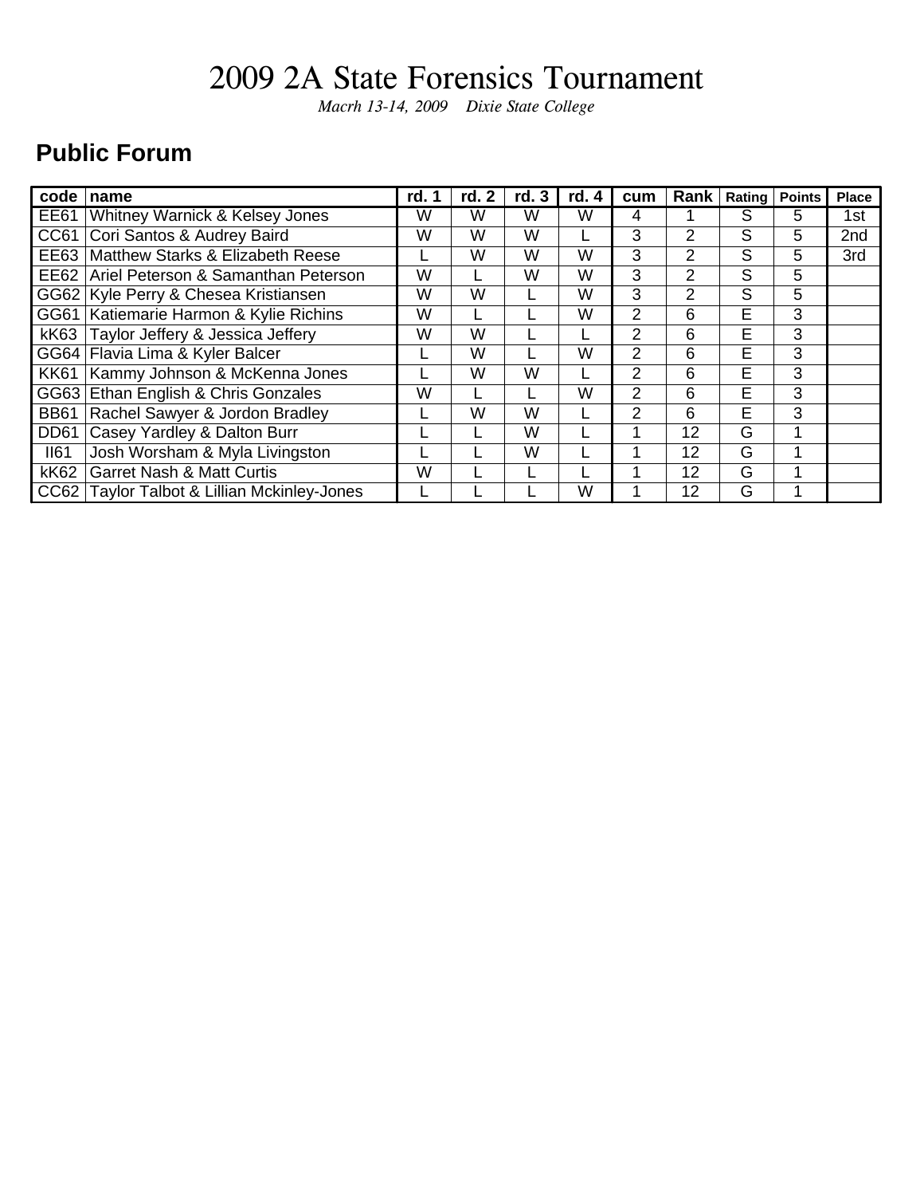# 2009 2A State Forensics Tournament

*Macrh 13-14, 2009 Dixie State College*

## Public Forum

| code | name | rd. 1 | rd. 2 | rd. 3 | rd. 4 | cum | Rank | Rating | Points | Place |
|---|---|---|---|---|---|---|---|---|---|---|
| EE61 | Whitney Warnick & Kelsey Jones | W | W | W | W | 4 | 1 | S | 5 | 1st |
| CC61 | Cori Santos & Audrey Baird | W | W | W | L | 3 | 2 | S | 5 | 2nd |
| EE63 | Matthew Starks & Elizabeth Reese | L | W | W | W | 3 | 2 | S | 5 | 3rd |
| EE62 | Ariel Peterson & Samanthan Peterson | W | L | W | W | 3 | 2 | S | 5 | |
| GG62 | Kyle Perry & Chesea Kristiansen | W | W | L | W | 3 | 2 | S | 5 | |
| GG61 | Katiemarie Harmon & Kylie Richins | W | L | L | W | 2 | 6 | E | 3 | |
| kK63 | Taylor Jeffery & Jessica Jeffery | W | W | L | L | 2 | 6 | E | 3 | |
| GG64 | Flavia Lima & Kyler Balcer | L | W | L | W | 2 | 6 | E | 3 | |
| KK61 | Kammy Johnson & McKenna Jones | L | W | W | L | 2 | 6 | E | 3 | |
| GG63 | Ethan English & Chris Gonzales | W | L | L | W | 2 | 6 | E | 3 | |
| BB61 | Rachel Sawyer & Jordon Bradley | L | W | W | L | 2 | 6 | E | 3 | |
| DD61 | Casey Yardley & Dalton Burr | L | L | W | L | 1 | 12 | G | 1 | |
| II61 | Josh Worsham & Myla Livingston | L | L | W | L | 1 | 12 | G | 1 | |
| kK62 | Garret Nash & Matt Curtis | W | L | L | L | 1 | 12 | G | 1 | |
| CC62 | Taylor Talbot & Lillian Mckinley-Jones | L | L | L | W | 1 | 12 | G | 1 | |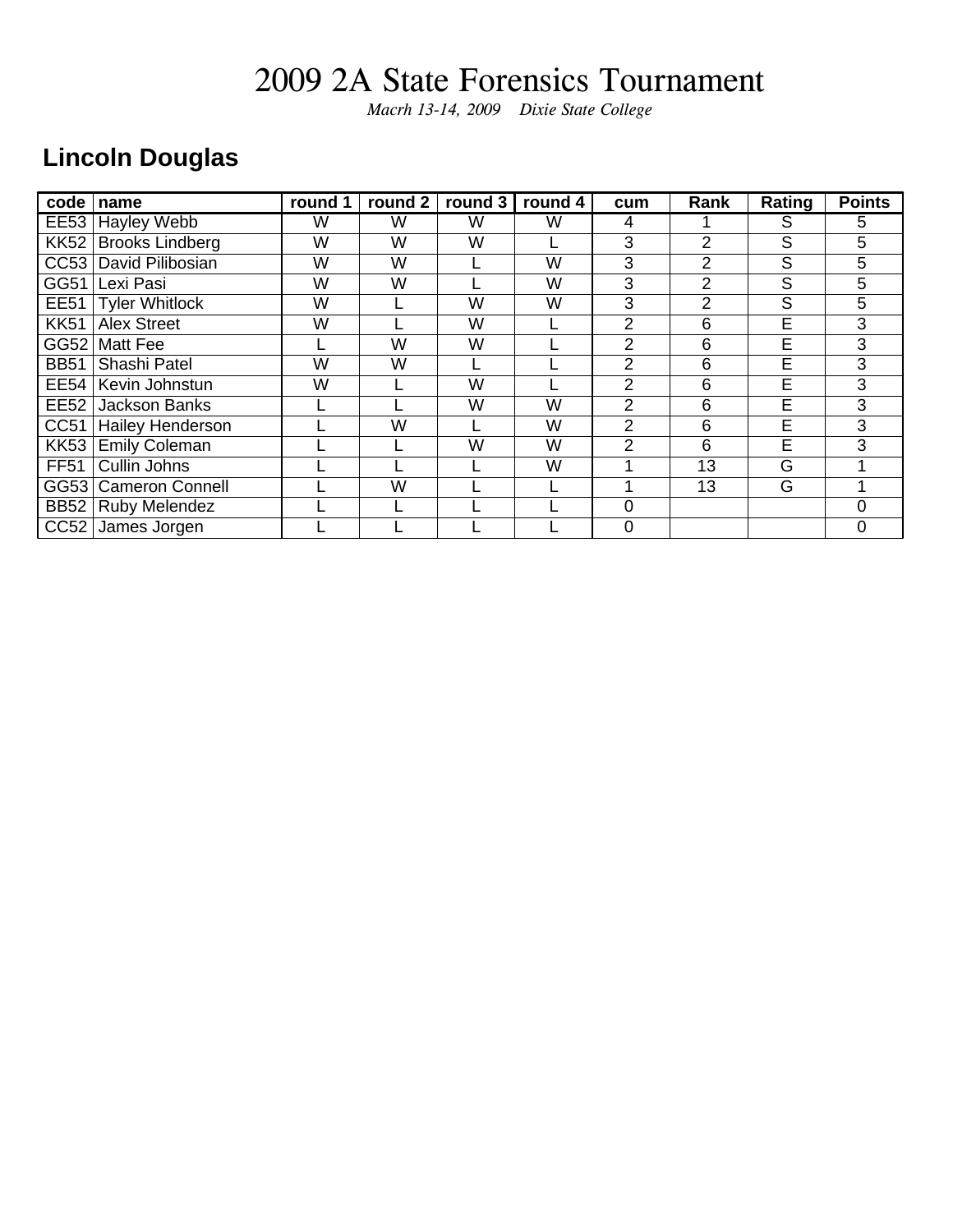# 2009 2A State Forensics Tournament

*Macrh 13-14, 2009 Dixie State College*

## Lincoln Douglas

| code | name | round 1 | round 2 | round 3 | round 4 | cum | Rank | Rating | Points |
|---|---|---|---|---|---|---|---|---|---|
| EE53 | Hayley Webb | W | W | W | W | 4 | 1 | S | 5 |
| KK52 | Brooks Lindberg | W | W | W | L | 3 | 2 | S | 5 |
| CC53 | David Pilibosian | W | W | L | W | 3 | 2 | S | 5 |
| GG51 | Lexi Pasi | W | W | L | W | 3 | 2 | S | 5 |
| EE51 | Tyler Whitlock | W | L | W | W | 3 | 2 | S | 5 |
| KK51 | Alex Street | W | L | W | L | 2 | 6 | E | 3 |
| GG52 | Matt Fee | L | W | W | L | 2 | 6 | E | 3 |
| BB51 | Shashi Patel | W | W | L | L | 2 | 6 | E | 3 |
| EE54 | Kevin Johnstun | W | L | W | L | 2 | 6 | E | 3 |
| EE52 | Jackson Banks | L | L | W | W | 2 | 6 | E | 3 |
| CC51 | Hailey Henderson | L | W | L | W | 2 | 6 | E | 3 |
| KK53 | Emily Coleman | L | L | W | W | 2 | 6 | E | 3 |
| FF51 | Cullin Johns | L | L | L | W | 1 | 13 | G | 1 |
| GG53 | Cameron Connell | L | W | L | L | 1 | 13 | G | 1 |
| BB52 | Ruby Melendez | L | L | L | L | 0 | | | 0 |
| CC52 | James Jorgen | L | L | L | L | 0 | | | 0 |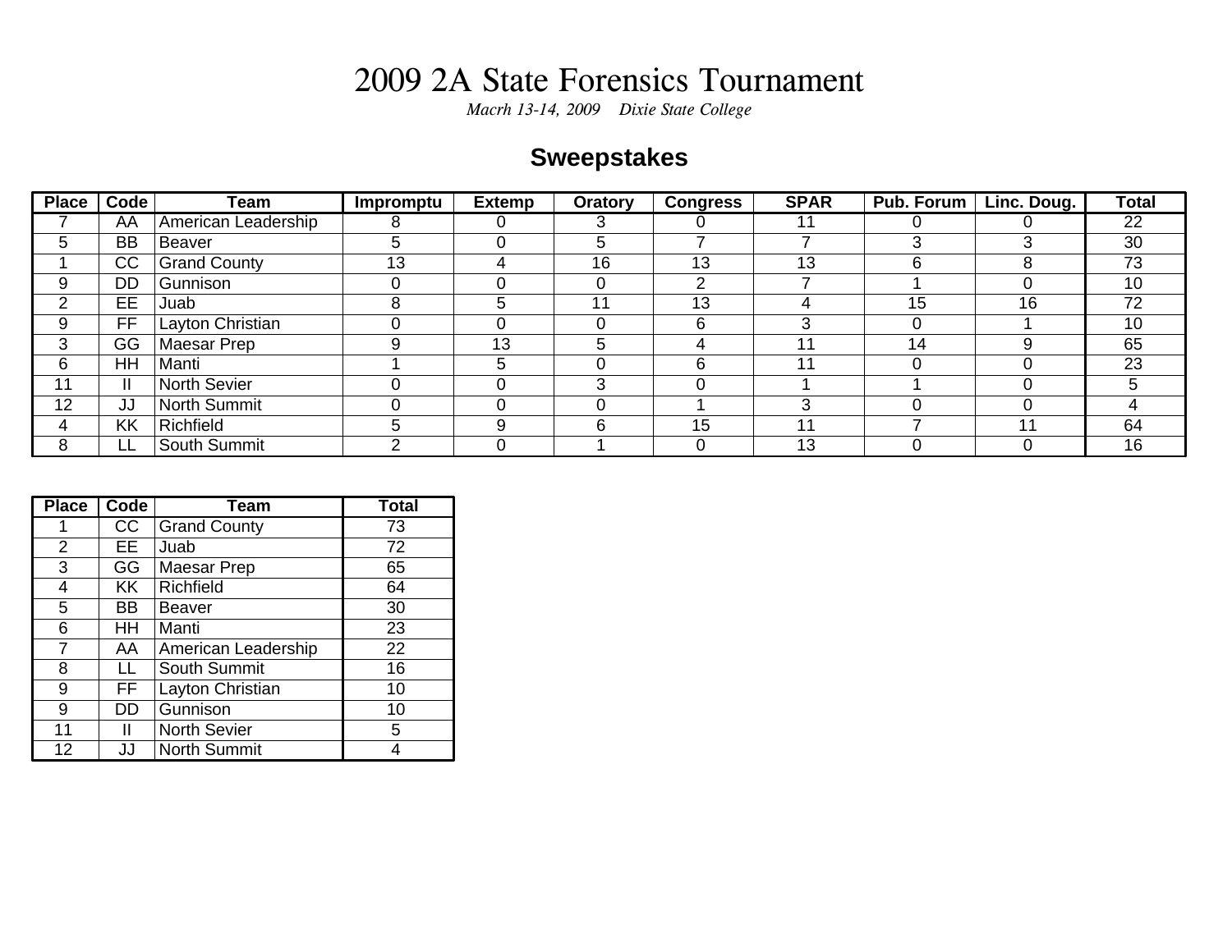# 2009 2A State Forensics Tournament

*Macrh 13-14, 2009    Dixie State College*

## Sweepstakes

| Place | Code | Team | Impromptu | Extemp | Oratory | Congress | SPAR | Pub. Forum | Linc. Doug. | Total |
|---|---|---|---|---|---|---|---|---|---|---|
| 7 | AA | American Leadership | 8 | 0 | 3 | 0 | 11 | 0 | 0 | 22 |
| 5 | BB | Beaver | 5 | 0 | 5 | 7 | 7 | 3 | 3 | 30 |
| 1 | CC | Grand County | 13 | 4 | 16 | 13 | 13 | 6 | 8 | 73 |
| 9 | DD | Gunnison | 0 | 0 | 0 | 2 | 7 | 1 | 0 | 10 |
| 2 | EE | Juab | 8 | 5 | 11 | 13 | 4 | 15 | 16 | 72 |
| 9 | FF | Layton Christian | 0 | 0 | 0 | 6 | 3 | 0 | 1 | 10 |
| 3 | GG | Maesar Prep | 9 | 13 | 5 | 4 | 11 | 14 | 9 | 65 |
| 6 | HH | Manti | 1 | 5 | 0 | 6 | 11 | 0 | 0 | 23 |
| 11 | II | North Sevier | 0 | 0 | 3 | 0 | 1 | 1 | 0 | 5 |
| 12 | JJ | North Summit | 0 | 0 | 0 | 1 | 3 | 0 | 0 | 4 |
| 4 | KK | Richfield | 5 | 9 | 6 | 15 | 11 | 7 | 11 | 64 |
| 8 | LL | South Summit | 2 | 0 | 1 | 0 | 13 | 0 | 0 | 16 |

| Place | Code | Team | Total |
|---|---|---|---|
| 1 | CC | Grand County | 73 |
| 2 | EE | Juab | 72 |
| 3 | GG | Maesar Prep | 65 |
| 4 | KK | Richfield | 64 |
| 5 | BB | Beaver | 30 |
| 6 | HH | Manti | 23 |
| 7 | AA | American Leadership | 22 |
| 8 | LL | South Summit | 16 |
| 9 | FF | Layton Christian | 10 |
| 9 | DD | Gunnison | 10 |
| 11 | II | North Sevier | 5 |
| 12 | JJ | North Summit | 4 |